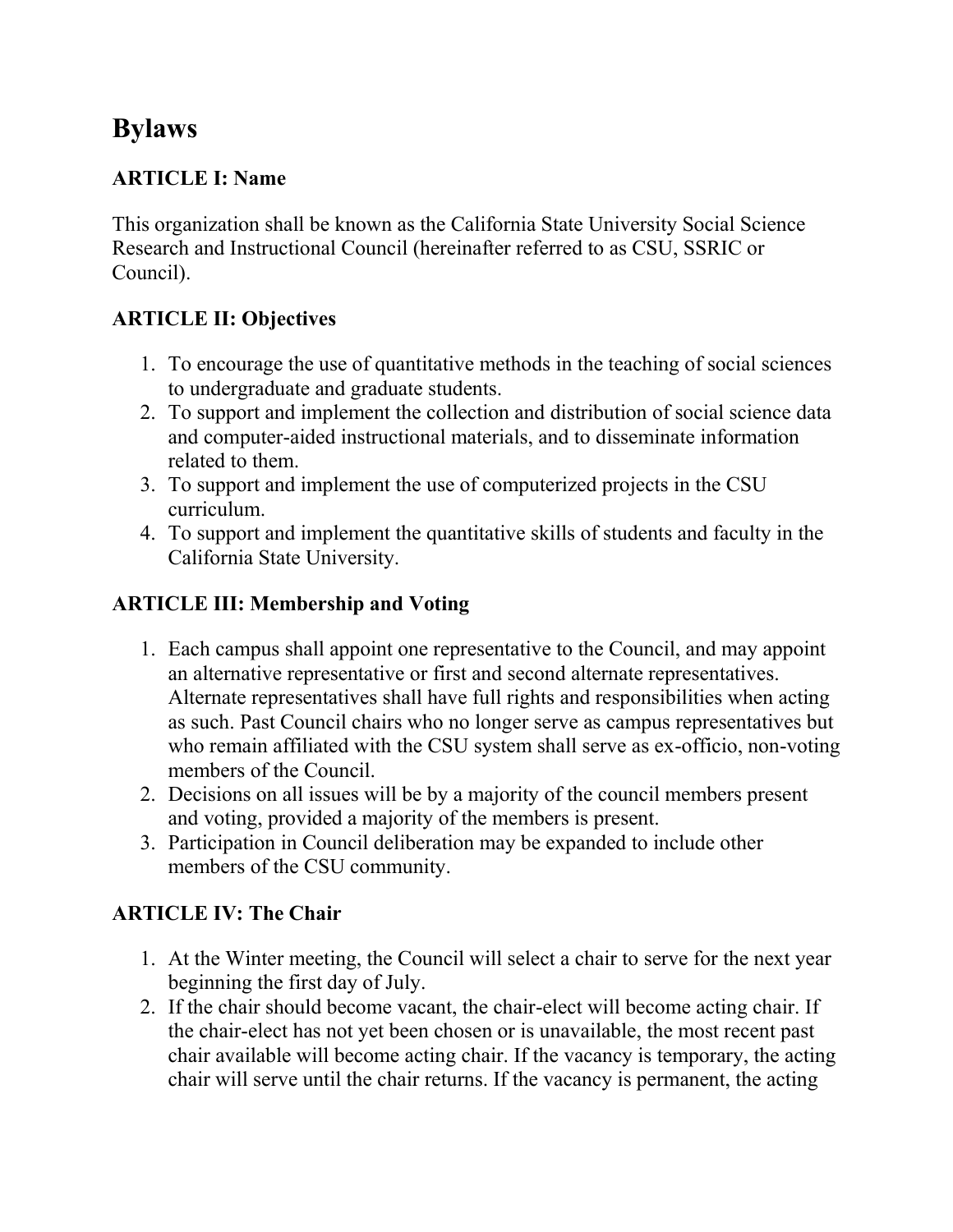# Bylaws

## ARTICLE I: Name

This organization shall be known as the California State University Social Science Research and Instructional Council (hereinafter referred to as CSU, SSRIC or Council).

## ARTICLE II: Objectives

1. To encourage the use of quantitative methods in the teaching of social sciences to undergraduate and graduate students.
2. To support and implement the collection and distribution of social science data and computer-aided instructional materials, and to disseminate information related to them.
3. To support and implement the use of computerized projects in the CSU curriculum.
4. To support and implement the quantitative skills of students and faculty in the California State University.

## ARTICLE III: Membership and Voting

1. Each campus shall appoint one representative to the Council, and may appoint an alternative representative or first and second alternate representatives. Alternate representatives shall have full rights and responsibilities when acting as such. Past Council chairs who no longer serve as campus representatives but who remain affiliated with the CSU system shall serve as ex-officio, non-voting members of the Council.
2. Decisions on all issues will be by a majority of the council members present and voting, provided a majority of the members is present.
3. Participation in Council deliberation may be expanded to include other members of the CSU community.

## ARTICLE IV: The Chair

1. At the Winter meeting, the Council will select a chair to serve for the next year beginning the first day of July.
2. If the chair should become vacant, the chair-elect will become acting chair. If the chair-elect has not yet been chosen or is unavailable, the most recent past chair available will become acting chair. If the vacancy is temporary, the acting chair will serve until the chair returns. If the vacancy is permanent, the acting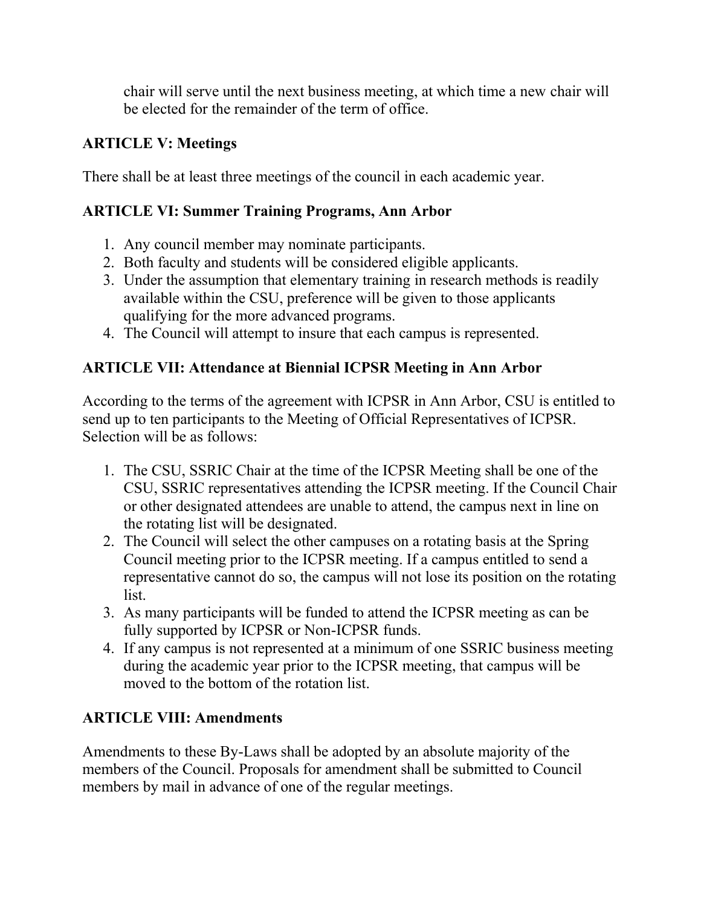chair will serve until the next business meeting, at which time a new chair will be elected for the remainder of the term of office.

## ARTICLE V: Meetings

There shall be at least three meetings of the council in each academic year.

## ARTICLE VI: Summer Training Programs, Ann Arbor

1. Any council member may nominate participants.
2. Both faculty and students will be considered eligible applicants.
3. Under the assumption that elementary training in research methods is readily available within the CSU, preference will be given to those applicants qualifying for the more advanced programs.
4. The Council will attempt to insure that each campus is represented.

## ARTICLE VII: Attendance at Biennial ICPSR Meeting in Ann Arbor

According to the terms of the agreement with ICPSR in Ann Arbor, CSU is entitled to send up to ten participants to the Meeting of Official Representatives of ICPSR. Selection will be as follows:

1. The CSU, SSRIC Chair at the time of the ICPSR Meeting shall be one of the CSU, SSRIC representatives attending the ICPSR meeting. If the Council Chair or other designated attendees are unable to attend, the campus next in line on the rotating list will be designated.
2. The Council will select the other campuses on a rotating basis at the Spring Council meeting prior to the ICPSR meeting. If a campus entitled to send a representative cannot do so, the campus will not lose its position on the rotating list.
3. As many participants will be funded to attend the ICPSR meeting as can be fully supported by ICPSR or Non-ICPSR funds.
4. If any campus is not represented at a minimum of one SSRIC business meeting during the academic year prior to the ICPSR meeting, that campus will be moved to the bottom of the rotation list.

## ARTICLE VIII: Amendments

Amendments to these By-Laws shall be adopted by an absolute majority of the members of the Council. Proposals for amendment shall be submitted to Council members by mail in advance of one of the regular meetings.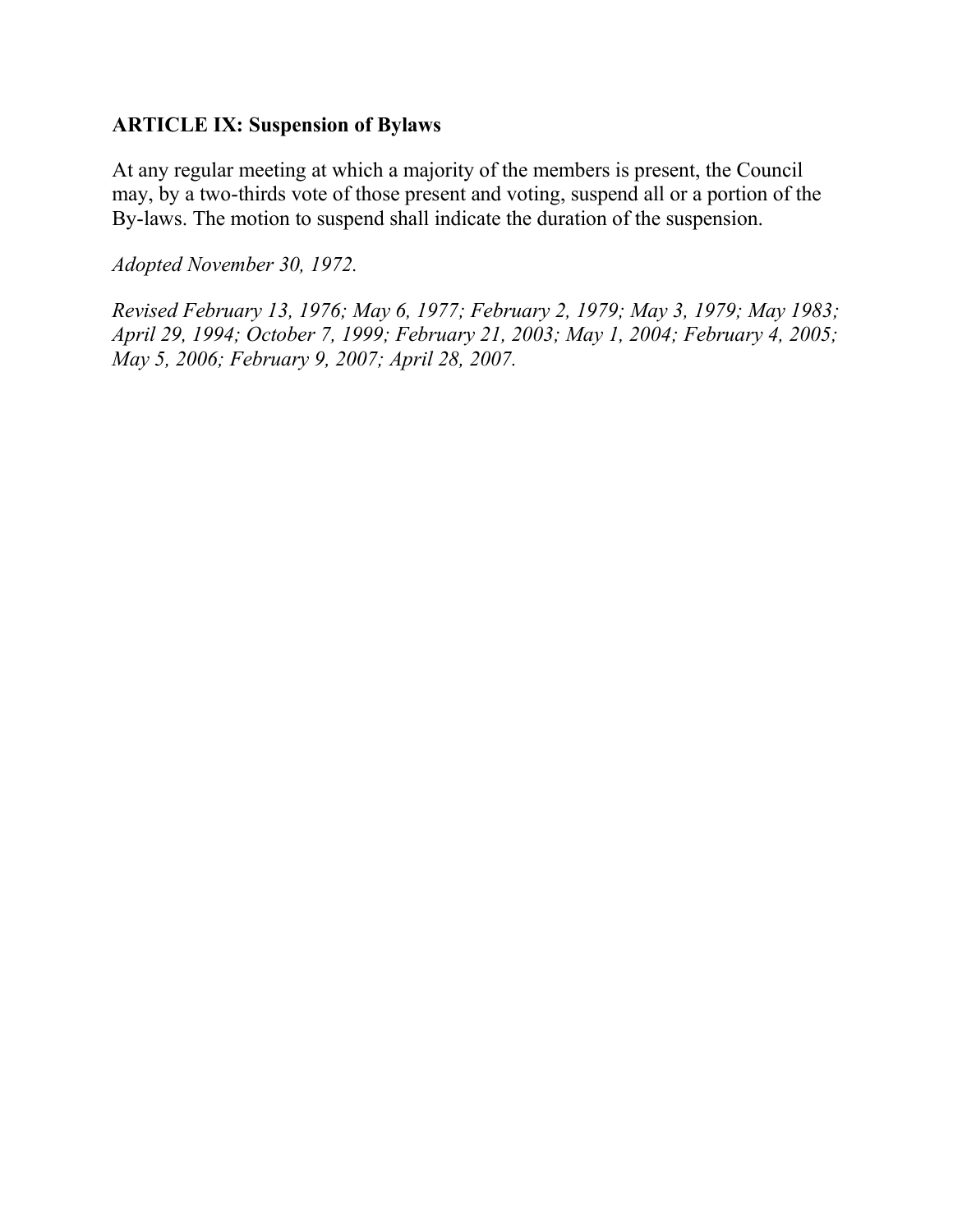**ARTICLE IX: Suspension of Bylaws**

At any regular meeting at which a majority of the members is present, the Council may, by a two-thirds vote of those present and voting, suspend all or a portion of the By-laws. The motion to suspend shall indicate the duration of the suspension.

*Adopted November 30, 1972.*

*Revised February 13, 1976; May 6, 1977; February 2, 1979; May 3, 1979; May 1983; April 29, 1994; October 7, 1999; February 21, 2003; May 1, 2004; February 4, 2005; May 5, 2006; February 9, 2007; April 28, 2007.*